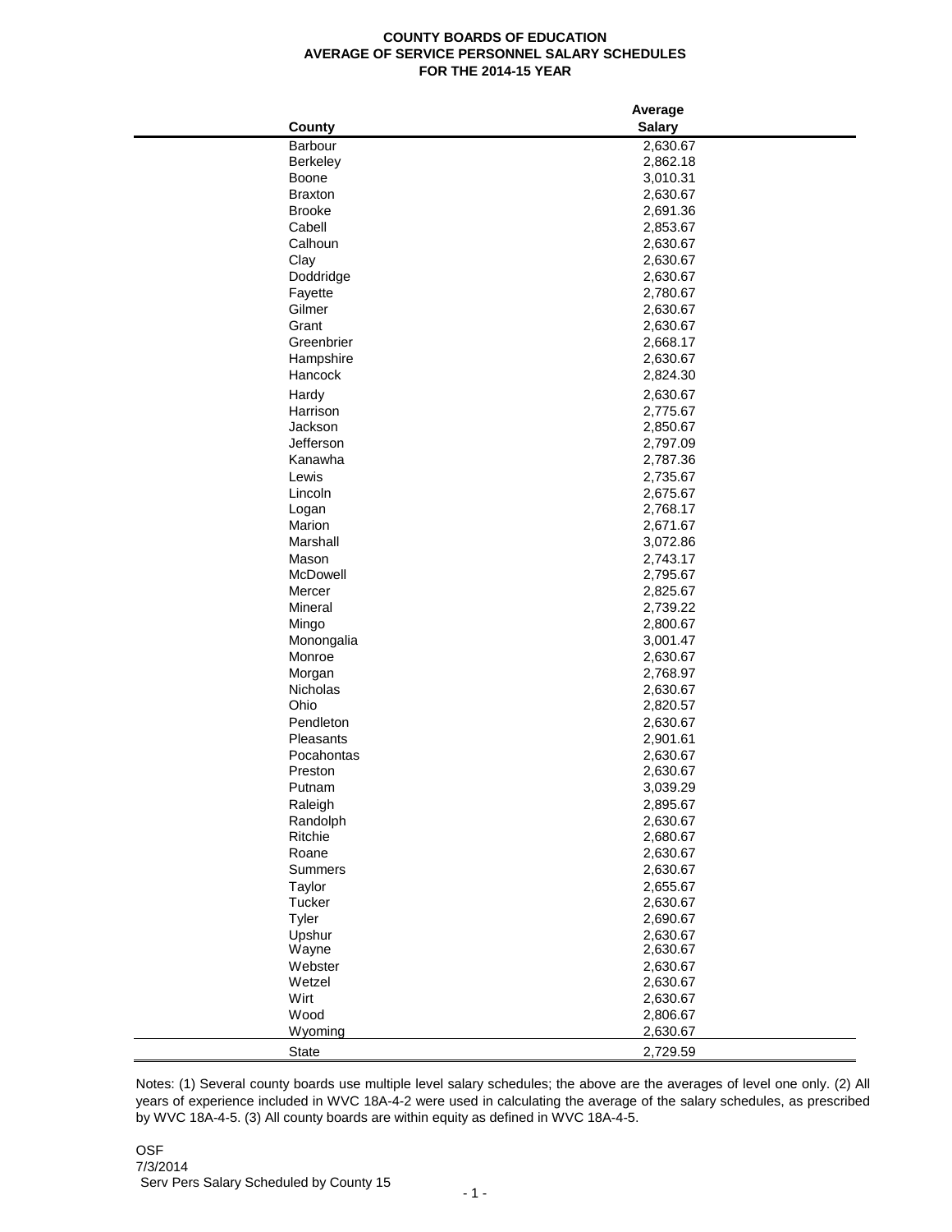**COUNTY BOARDS OF EDUCATION**
**AVERAGE OF SERVICE PERSONNEL SALARY SCHEDULES**
**FOR THE 2014-15 YEAR**

| County | Average Salary |
|---|---|
| Barbour | 2,630.67 |
| Berkeley | 2,862.18 |
| Boone | 3,010.31 |
| Braxton | 2,630.67 |
| Brooke | 2,691.36 |
| Cabell | 2,853.67 |
| Calhoun | 2,630.67 |
| Clay | 2,630.67 |
| Doddridge | 2,630.67 |
| Fayette | 2,780.67 |
| Gilmer | 2,630.67 |
| Grant | 2,630.67 |
| Greenbrier | 2,668.17 |
| Hampshire | 2,630.67 |
| Hancock | 2,824.30 |
| Hardy | 2,630.67 |
| Harrison | 2,775.67 |
| Jackson | 2,850.67 |
| Jefferson | 2,797.09 |
| Kanawha | 2,787.36 |
| Lewis | 2,735.67 |
| Lincoln | 2,675.67 |
| Logan | 2,768.17 |
| Marion | 2,671.67 |
| Marshall | 3,072.86 |
| Mason | 2,743.17 |
| McDowell | 2,795.67 |
| Mercer | 2,825.67 |
| Mineral | 2,739.22 |
| Mingo | 2,800.67 |
| Monongalia | 3,001.47 |
| Monroe | 2,630.67 |
| Morgan | 2,768.97 |
| Nicholas | 2,630.67 |
| Ohio | 2,820.57 |
| Pendleton | 2,630.67 |
| Pleasants | 2,901.61 |
| Pocahontas | 2,630.67 |
| Preston | 2,630.67 |
| Putnam | 3,039.29 |
| Raleigh | 2,895.67 |
| Randolph | 2,630.67 |
| Ritchie | 2,680.67 |
| Roane | 2,630.67 |
| Summers | 2,630.67 |
| Taylor | 2,655.67 |
| Tucker | 2,630.67 |
| Tyler | 2,690.67 |
| Upshur | 2,630.67 |
| Wayne | 2,630.67 |
| Webster | 2,630.67 |
| Wetzel | 2,630.67 |
| Wirt | 2,630.67 |
| Wood | 2,806.67 |
| Wyoming | 2,630.67 |
| State | 2,729.59 |

Notes: (1) Several county boards use multiple level salary schedules; the above are the averages of level one only. (2) All years of experience included in WVC 18A-4-2 were used in calculating the average of the salary schedules, as prescribed by WVC 18A-4-5. (3) All county boards are within equity as defined in WVC 18A-4-5.

OSF
7/3/2014
Serv Pers Salary Scheduled by County 15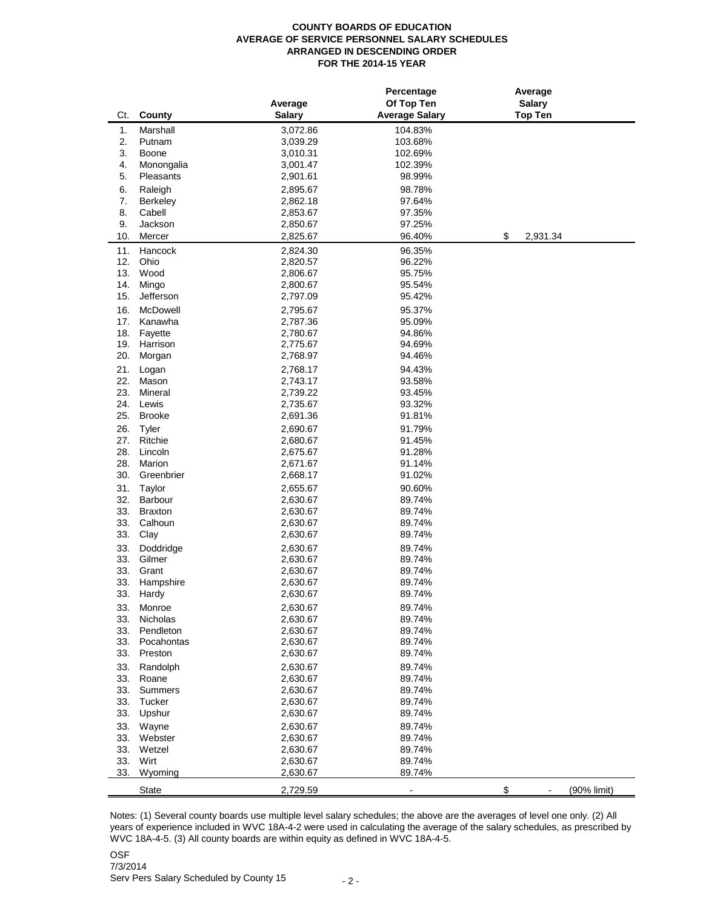**COUNTY BOARDS OF EDUCATION**
**AVERAGE OF SERVICE PERSONNEL SALARY SCHEDULES**
**ARRANGED IN DESCENDING ORDER**
**FOR THE 2014-15 YEAR**

| Ct. | County | Average Salary | Percentage Of Top Ten Average Salary | Average Salary Top Ten |
|---|---|---|---|---|
| 1. | Marshall | 3,072.86 | 104.83% | |
| 2. | Putnam | 3,039.29 | 103.68% | |
| 3. | Boone | 3,010.31 | 102.69% | |
| 4. | Monongalia | 3,001.47 | 102.39% | |
| 5. | Pleasants | 2,901.61 | 98.99% | |
| 6. | Raleigh | 2,895.67 | 98.78% | |
| 7. | Berkeley | 2,862.18 | 97.64% | |
| 8. | Cabell | 2,853.67 | 97.35% | |
| 9. | Jackson | 2,850.67 | 97.25% | |
| 10. | Mercer | 2,825.67 | 96.40% | $ 2,931.34 |
| 11. | Hancock | 2,824.30 | 96.35% | |
| 12. | Ohio | 2,820.57 | 96.22% | |
| 13. | Wood | 2,806.67 | 95.75% | |
| 14. | Mingo | 2,800.67 | 95.54% | |
| 15. | Jefferson | 2,797.09 | 95.42% | |
| 16. | McDowell | 2,795.67 | 95.37% | |
| 17. | Kanawha | 2,787.36 | 95.09% | |
| 18. | Fayette | 2,780.67 | 94.86% | |
| 19. | Harrison | 2,775.67 | 94.69% | |
| 20. | Morgan | 2,768.97 | 94.46% | |
| 21. | Logan | 2,768.17 | 94.43% | |
| 22. | Mason | 2,743.17 | 93.58% | |
| 23. | Mineral | 2,739.22 | 93.45% | |
| 24. | Lewis | 2,735.67 | 93.32% | |
| 25. | Brooke | 2,691.36 | 91.81% | |
| 26. | Tyler | 2,690.67 | 91.79% | |
| 27. | Ritchie | 2,680.67 | 91.45% | |
| 28. | Lincoln | 2,675.67 | 91.28% | |
| 28. | Marion | 2,671.67 | 91.14% | |
| 30. | Greenbrier | 2,668.17 | 91.02% | |
| 31. | Taylor | 2,655.67 | 90.60% | |
| 32. | Barbour | 2,630.67 | 89.74% | |
| 33. | Braxton | 2,630.67 | 89.74% | |
| 33. | Calhoun | 2,630.67 | 89.74% | |
| 33. | Clay | 2,630.67 | 89.74% | |
| 33. | Doddridge | 2,630.67 | 89.74% | |
| 33. | Gilmer | 2,630.67 | 89.74% | |
| 33. | Grant | 2,630.67 | 89.74% | |
| 33. | Hampshire | 2,630.67 | 89.74% | |
| 33. | Hardy | 2,630.67 | 89.74% | |
| 33. | Monroe | 2,630.67 | 89.74% | |
| 33. | Nicholas | 2,630.67 | 89.74% | |
| 33. | Pendleton | 2,630.67 | 89.74% | |
| 33. | Pocahontas | 2,630.67 | 89.74% | |
| 33. | Preston | 2,630.67 | 89.74% | |
| 33. | Randolph | 2,630.67 | 89.74% | |
| 33. | Roane | 2,630.67 | 89.74% | |
| 33. | Summers | 2,630.67 | 89.74% | |
| 33. | Tucker | 2,630.67 | 89.74% | |
| 33. | Upshur | 2,630.67 | 89.74% | |
| 33. | Wayne | 2,630.67 | 89.74% | |
| 33. | Webster | 2,630.67 | 89.74% | |
| 33. | Wetzel | 2,630.67 | 89.74% | |
| 33. | Wirt | 2,630.67 | 89.74% | |
| 33. | Wyoming | 2,630.67 | 89.74% | |
| | State | 2,729.59 | - | $ - (90% limit) |

Notes: (1) Several county boards use multiple level salary schedules; the above are the averages of level one only. (2) All years of experience included in WVC 18A-4-2 were used in calculating the average of the salary schedules, as prescribed by WVC 18A-4-5. (3) All county boards are within equity as defined in WVC 18A-4-5.

OSF
7/3/2014
Serv Pers Salary Scheduled by County 15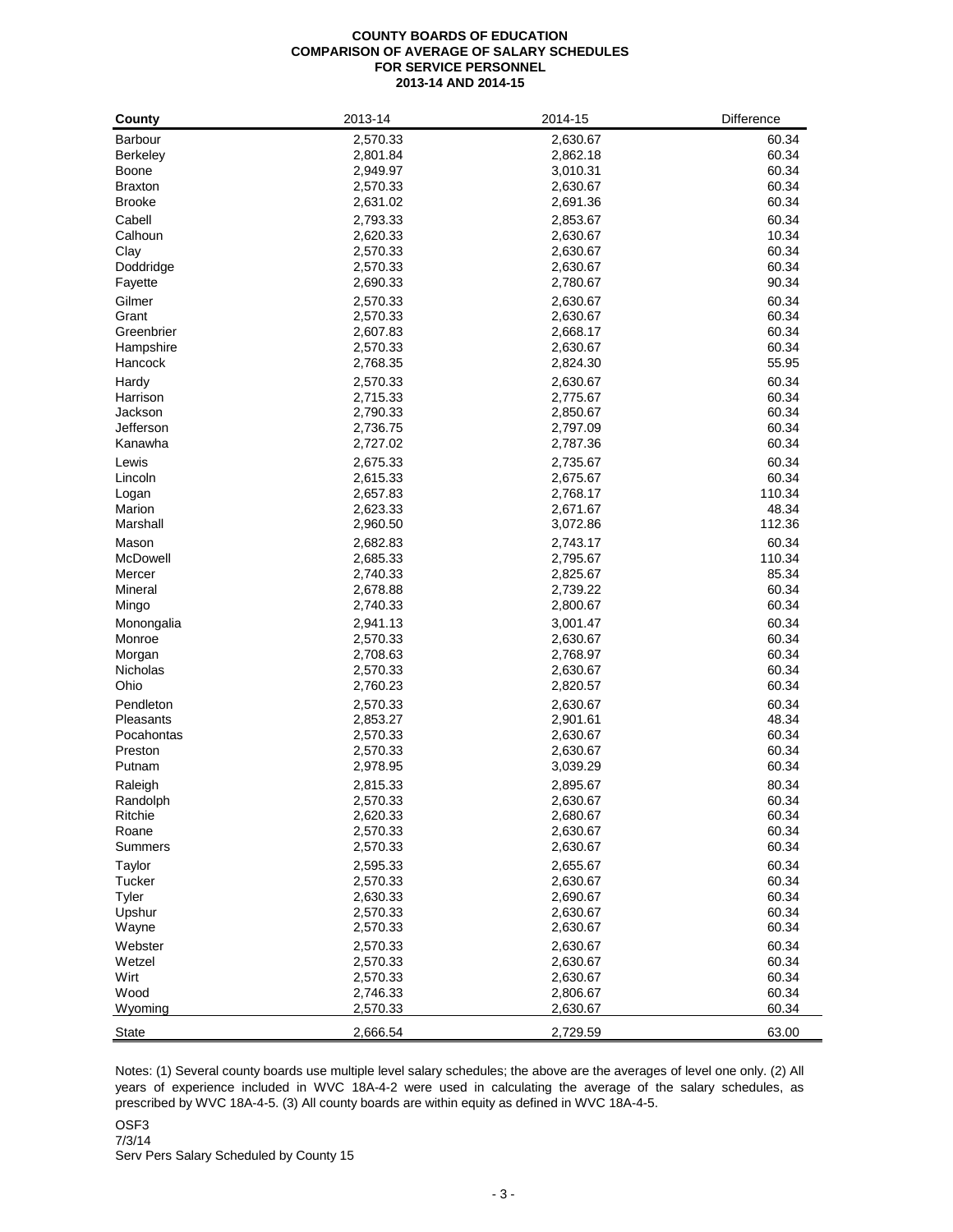**COUNTY BOARDS OF EDUCATION**
**COMPARISON OF AVERAGE OF SALARY SCHEDULES**
**FOR SERVICE PERSONNEL**
**2013-14 AND 2014-15**

| County | 2013-14 | 2014-15 | Difference |
|---|---|---|---|
| Barbour | 2,570.33 | 2,630.67 | 60.34 |
| Berkeley | 2,801.84 | 2,862.18 | 60.34 |
| Boone | 2,949.97 | 3,010.31 | 60.34 |
| Braxton | 2,570.33 | 2,630.67 | 60.34 |
| Brooke | 2,631.02 | 2,691.36 | 60.34 |
| Cabell | 2,793.33 | 2,853.67 | 60.34 |
| Calhoun | 2,620.33 | 2,630.67 | 10.34 |
| Clay | 2,570.33 | 2,630.67 | 60.34 |
| Doddridge | 2,570.33 | 2,630.67 | 60.34 |
| Fayette | 2,690.33 | 2,780.67 | 90.34 |
| Gilmer | 2,570.33 | 2,630.67 | 60.34 |
| Grant | 2,570.33 | 2,630.67 | 60.34 |
| Greenbrier | 2,607.83 | 2,668.17 | 60.34 |
| Hampshire | 2,570.33 | 2,630.67 | 60.34 |
| Hancock | 2,768.35 | 2,824.30 | 55.95 |
| Hardy | 2,570.33 | 2,630.67 | 60.34 |
| Harrison | 2,715.33 | 2,775.67 | 60.34 |
| Jackson | 2,790.33 | 2,850.67 | 60.34 |
| Jefferson | 2,736.75 | 2,797.09 | 60.34 |
| Kanawha | 2,727.02 | 2,787.36 | 60.34 |
| Lewis | 2,675.33 | 2,735.67 | 60.34 |
| Lincoln | 2,615.33 | 2,675.67 | 60.34 |
| Logan | 2,657.83 | 2,768.17 | 110.34 |
| Marion | 2,623.33 | 2,671.67 | 48.34 |
| Marshall | 2,960.50 | 3,072.86 | 112.36 |
| Mason | 2,682.83 | 2,743.17 | 60.34 |
| McDowell | 2,685.33 | 2,795.67 | 110.34 |
| Mercer | 2,740.33 | 2,825.67 | 85.34 |
| Mineral | 2,678.88 | 2,739.22 | 60.34 |
| Mingo | 2,740.33 | 2,800.67 | 60.34 |
| Monongalia | 2,941.13 | 3,001.47 | 60.34 |
| Monroe | 2,570.33 | 2,630.67 | 60.34 |
| Morgan | 2,708.63 | 2,768.97 | 60.34 |
| Nicholas | 2,570.33 | 2,630.67 | 60.34 |
| Ohio | 2,760.23 | 2,820.57 | 60.34 |
| Pendleton | 2,570.33 | 2,630.67 | 60.34 |
| Pleasants | 2,853.27 | 2,901.61 | 48.34 |
| Pocahontas | 2,570.33 | 2,630.67 | 60.34 |
| Preston | 2,570.33 | 2,630.67 | 60.34 |
| Putnam | 2,978.95 | 3,039.29 | 60.34 |
| Raleigh | 2,815.33 | 2,895.67 | 80.34 |
| Randolph | 2,570.33 | 2,630.67 | 60.34 |
| Ritchie | 2,620.33 | 2,680.67 | 60.34 |
| Roane | 2,570.33 | 2,630.67 | 60.34 |
| Summers | 2,570.33 | 2,630.67 | 60.34 |
| Taylor | 2,595.33 | 2,655.67 | 60.34 |
| Tucker | 2,570.33 | 2,630.67 | 60.34 |
| Tyler | 2,630.33 | 2,690.67 | 60.34 |
| Upshur | 2,570.33 | 2,630.67 | 60.34 |
| Wayne | 2,570.33 | 2,630.67 | 60.34 |
| Webster | 2,570.33 | 2,630.67 | 60.34 |
| Wetzel | 2,570.33 | 2,630.67 | 60.34 |
| Wirt | 2,570.33 | 2,630.67 | 60.34 |
| Wood | 2,746.33 | 2,806.67 | 60.34 |
| Wyoming | 2,570.33 | 2,630.67 | 60.34 |
| State | 2,666.54 | 2,729.59 | 63.00 |

Notes: (1) Several county boards use multiple level salary schedules; the above are the averages of level one only. (2) All years of experience included in WVC 18A-4-2 were used in calculating the average of the salary schedules, as prescribed by WVC 18A-4-5. (3) All county boards are within equity as defined in WVC 18A-4-5.

OSF3
7/3/14
Serv Pers Salary Scheduled by County 15